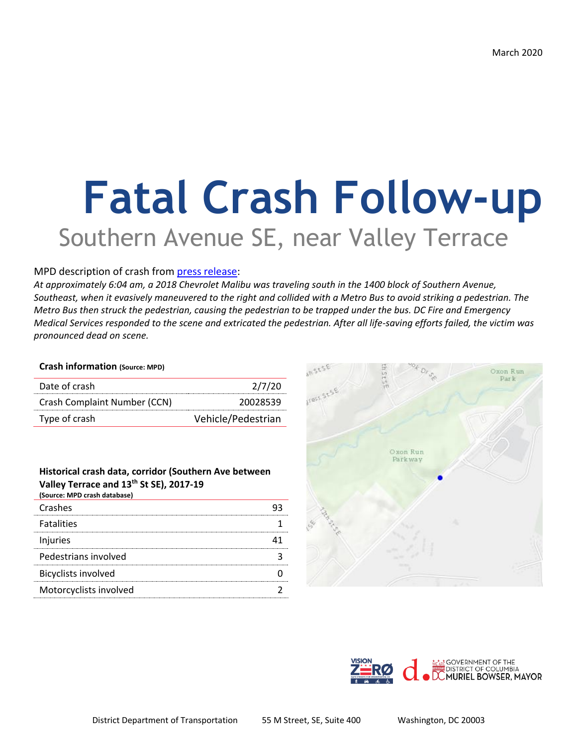March 2020

# Fatal Crash Follow-up

## Southern Avenue SE, near Valley Terrace

MPD description of crash from press release:

*At approximately 6:04 am, a 2018 Chevrolet Malibu was traveling south in the 1400 block of Southern Avenue, Southeast, when it evasively maneuvered to the right and collided with a Metro Bus to avoid striking a pedestrian. The Metro Bus then struck the pedestrian, causing the pedestrian to be trapped under the bus. DC Fire and Emergency Medical Services responded to the scene and extricated the pedestrian. After all life-saving efforts failed, the victim was pronounced dead on scene.*

**Crash information** **(Source: MPD)**

| | |
|---|---|
| Date of crash | 2/7/20 |
| Crash Complaint Number (CCN) | 20028539 |
| Type of crash | Vehicle/Pedestrian |

**Historical crash data, corridor (Southern Ave between Valley Terrace and 13th St SE), 2017-19**
**(Source: MPD crash database)**

| | |
|---|---|
| Crashes | 93 |
| Fatalities | 1 |
| Injuries | 41 |
| Pedestrians involved | 3 |
| Bicyclists involved | 0 |
| Motorcyclists involved | 2 |

District Department of Transportation 55 M Street, SE, Suite 400 Washington, DC 20003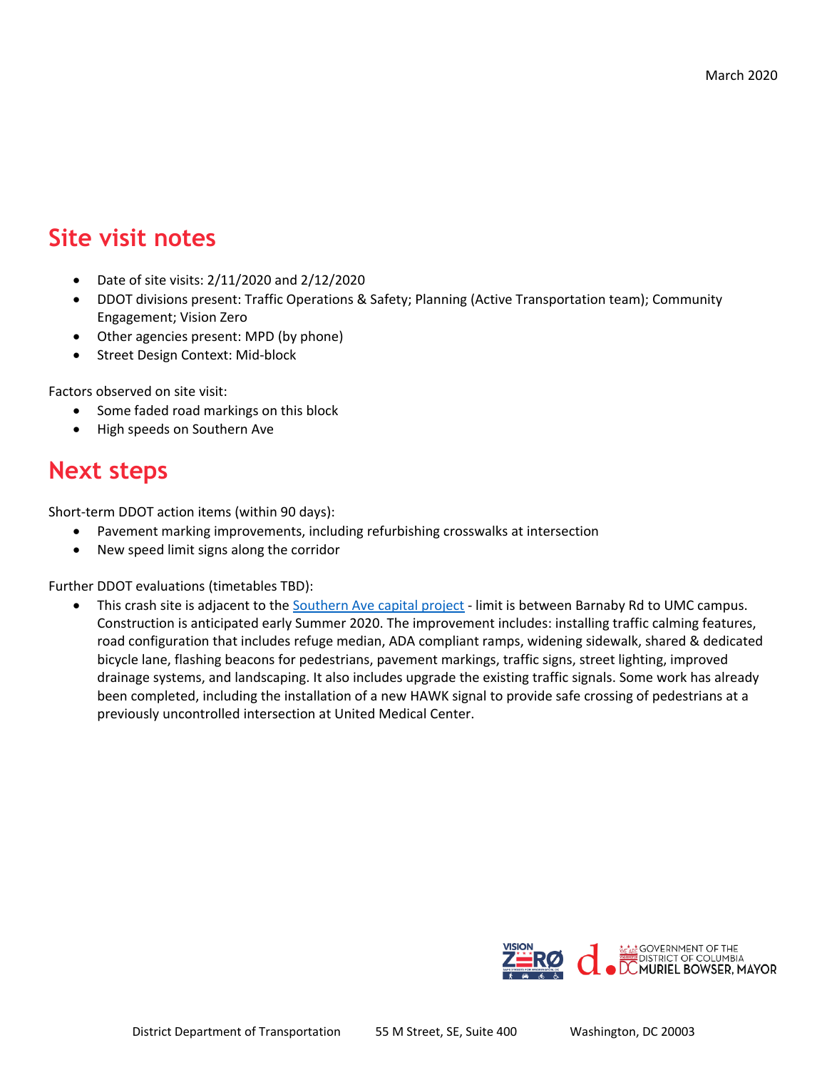March 2020

## Site visit notes

- Date of site visits: 2/11/2020 and 2/12/2020
- DDOT divisions present: Traffic Operations & Safety; Planning (Active Transportation team); Community Engagement; Vision Zero
- Other agencies present: MPD (by phone)
- Street Design Context: Mid-block

Factors observed on site visit:

- Some faded road markings on this block
- High speeds on Southern Ave

## Next steps

Short-term DDOT action items (within 90 days):

- Pavement marking improvements, including refurbishing crosswalks at intersection
- New speed limit signs along the corridor

Further DDOT evaluations (timetables TBD):

- This crash site is adjacent to the Southern Ave capital project - limit is between Barnaby Rd to UMC campus. Construction is anticipated early Summer 2020. The improvement includes: installing traffic calming features, road configuration that includes refuge median, ADA compliant ramps, widening sidewalk, shared & dedicated bicycle lane, flashing beacons for pedestrians, pavement markings, traffic signs, street lighting, improved drainage systems, and landscaping. It also includes upgrade the existing traffic signals. Some work has already been completed, including the installation of a new HAWK signal to provide safe crossing of pedestrians at a previously uncontrolled intersection at United Medical Center.